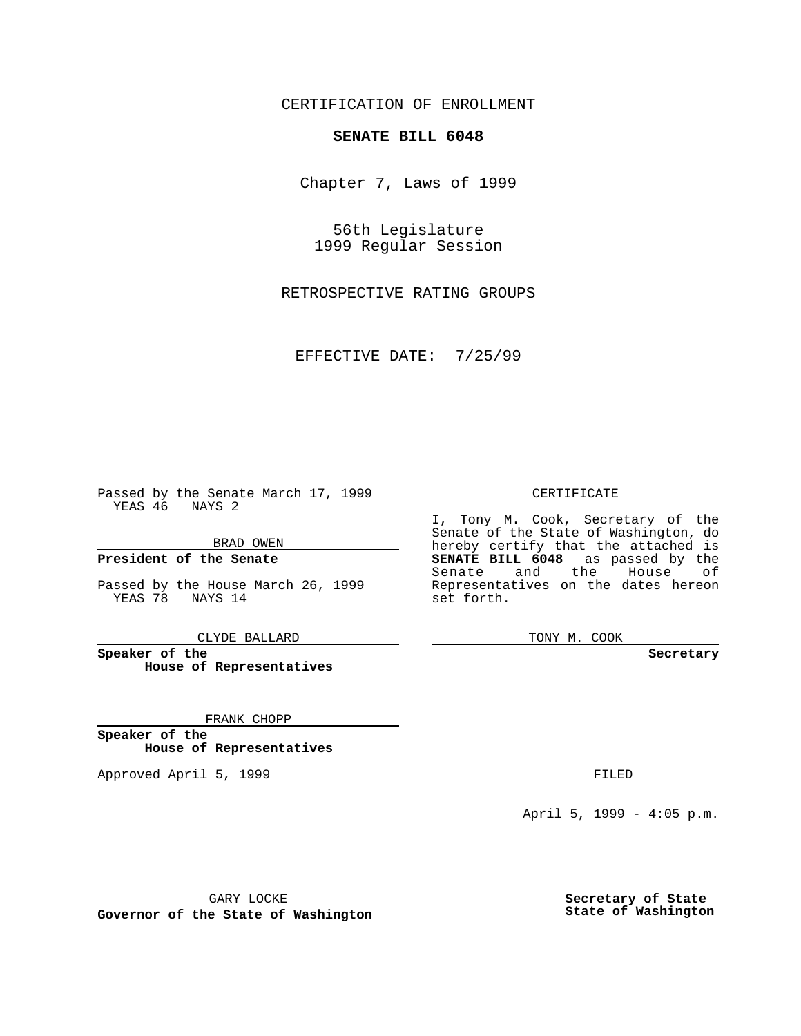CERTIFICATION OF ENROLLMENT

**SENATE BILL 6048**

Chapter 7, Laws of 1999

56th Legislature
1999 Regular Session

RETROSPECTIVE RATING GROUPS

EFFECTIVE DATE: 7/25/99

Passed by the Senate March 17, 1999
YEAS 46 NAYS 2

BRAD OWEN

**President of the Senate**

Passed by the House March 26, 1999
YEAS 78 NAYS 14

CLYDE BALLARD

**Speaker of the House of Representatives**

FRANK CHOPP

**Speaker of the House of Representatives**

Approved April 5, 1999

GARY LOCKE

**Governor of the State of Washington**

CERTIFICATE

I, Tony M. Cook, Secretary of the Senate of the State of Washington, do hereby certify that the attached is **SENATE BILL 6048** as passed by the Senate and the House of Representatives on the dates hereon set forth.

TONY M. COOK

**Secretary**

FILED

April 5, 1999 - 4:05 p.m.

**Secretary of State**
**State of Washington**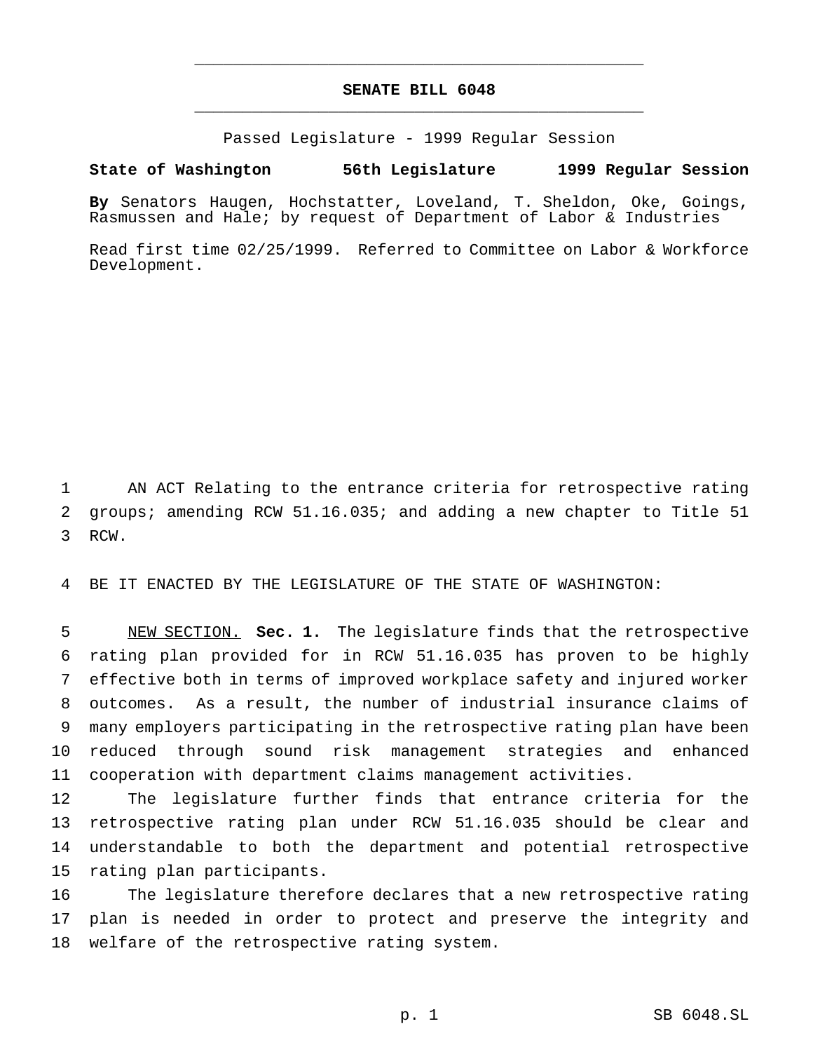# SENATE BILL 6048

Passed Legislature - 1999 Regular Session

**State of Washington 56th Legislature 1999 Regular Session**

**By** Senators Haugen, Hochstatter, Loveland, T. Sheldon, Oke, Goings, Rasmussen and Hale; by request of Department of Labor & Industries

Read first time 02/25/1999. Referred to Committee on Labor & Workforce Development.

AN ACT Relating to the entrance criteria for retrospective rating groups; amending RCW 51.16.035; and adding a new chapter to Title 51 RCW.

BE IT ENACTED BY THE LEGISLATURE OF THE STATE OF WASHINGTON:

NEW SECTION. **Sec. 1.** The legislature finds that the retrospective rating plan provided for in RCW 51.16.035 has proven to be highly effective both in terms of improved workplace safety and injured worker outcomes. As a result, the number of industrial insurance claims of many employers participating in the retrospective rating plan have been reduced through sound risk management strategies and enhanced cooperation with department claims management activities.

The legislature further finds that entrance criteria for the retrospective rating plan under RCW 51.16.035 should be clear and understandable to both the department and potential retrospective rating plan participants.

The legislature therefore declares that a new retrospective rating plan is needed in order to protect and preserve the integrity and welfare of the retrospective rating system.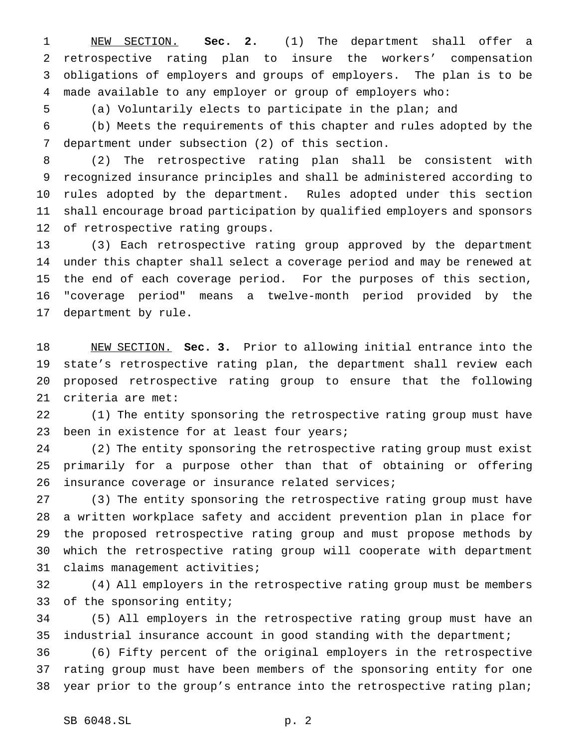<u>NEW SECTION.</u> **Sec. 2.** (1) The department shall offer a retrospective rating plan to insure the workers' compensation obligations of employers and groups of employers. The plan is to be made available to any employer or group of employers who:

(a) Voluntarily elects to participate in the plan; and

(b) Meets the requirements of this chapter and rules adopted by the department under subsection (2) of this section.

(2) The retrospective rating plan shall be consistent with recognized insurance principles and shall be administered according to rules adopted by the department. Rules adopted under this section shall encourage broad participation by qualified employers and sponsors of retrospective rating groups.

(3) Each retrospective rating group approved by the department under this chapter shall select a coverage period and may be renewed at the end of each coverage period. For the purposes of this section, "coverage period" means a twelve-month period provided by the department by rule.

<u>NEW SECTION.</u> **Sec. 3.** Prior to allowing initial entrance into the state's retrospective rating plan, the department shall review each proposed retrospective rating group to ensure that the following criteria are met:

(1) The entity sponsoring the retrospective rating group must have been in existence for at least four years;

(2) The entity sponsoring the retrospective rating group must exist primarily for a purpose other than that of obtaining or offering insurance coverage or insurance related services;

(3) The entity sponsoring the retrospective rating group must have a written workplace safety and accident prevention plan in place for the proposed retrospective rating group and must propose methods by which the retrospective rating group will cooperate with department claims management activities;

(4) All employers in the retrospective rating group must be members of the sponsoring entity;

(5) All employers in the retrospective rating group must have an industrial insurance account in good standing with the department;

(6) Fifty percent of the original employers in the retrospective rating group must have been members of the sponsoring entity for one year prior to the group's entrance into the retrospective rating plan;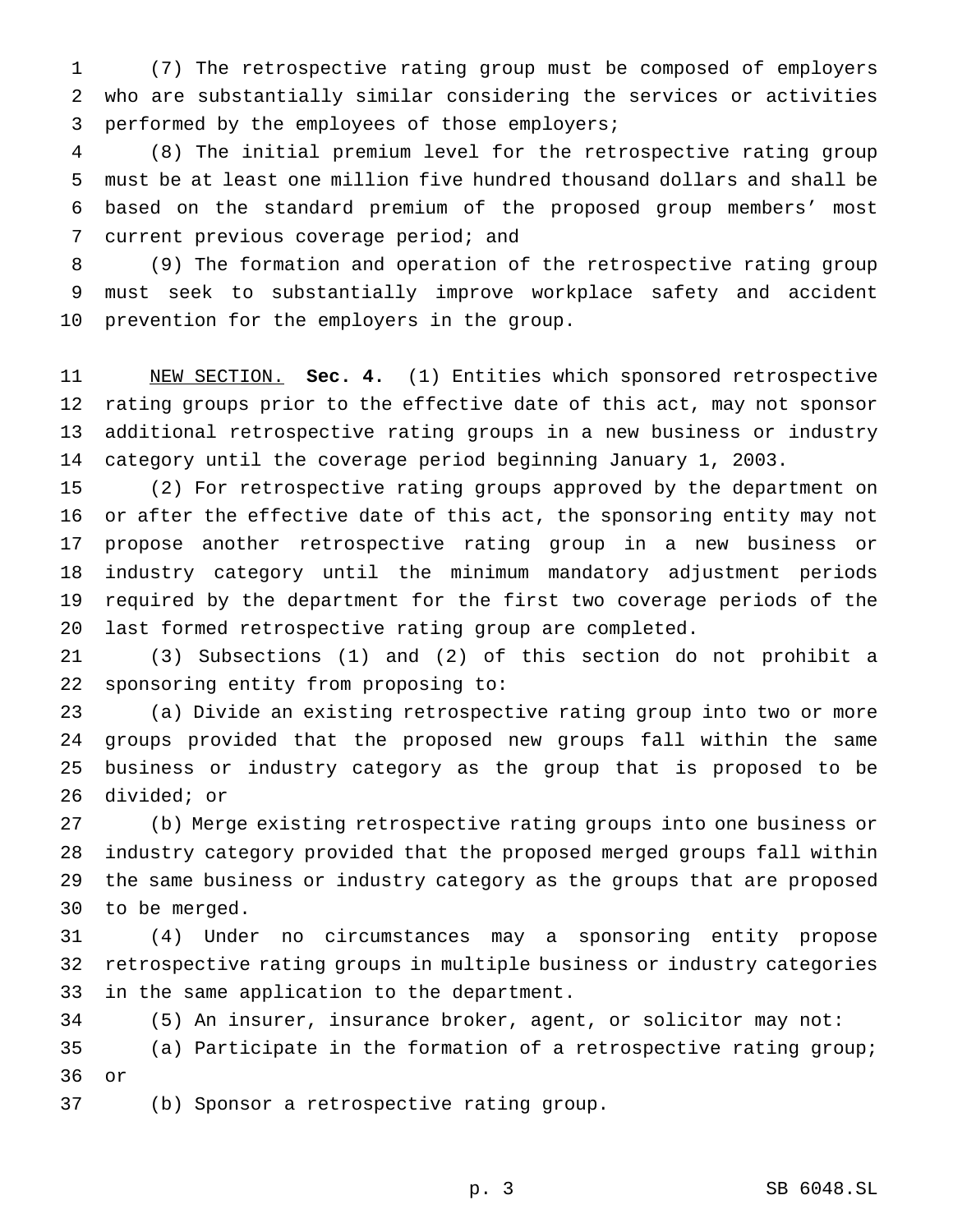(7) The retrospective rating group must be composed of employers who are substantially similar considering the services or activities performed by the employees of those employers;

(8) The initial premium level for the retrospective rating group must be at least one million five hundred thousand dollars and shall be based on the standard premium of the proposed group members' most current previous coverage period; and

(9) The formation and operation of the retrospective rating group must seek to substantially improve workplace safety and accident prevention for the employers in the group.

NEW SECTION. **Sec. 4.** (1) Entities which sponsored retrospective rating groups prior to the effective date of this act, may not sponsor additional retrospective rating groups in a new business or industry category until the coverage period beginning January 1, 2003.

(2) For retrospective rating groups approved by the department on or after the effective date of this act, the sponsoring entity may not propose another retrospective rating group in a new business or industry category until the minimum mandatory adjustment periods required by the department for the first two coverage periods of the last formed retrospective rating group are completed.

(3) Subsections (1) and (2) of this section do not prohibit a sponsoring entity from proposing to:

(a) Divide an existing retrospective rating group into two or more groups provided that the proposed new groups fall within the same business or industry category as the group that is proposed to be divided; or

(b) Merge existing retrospective rating groups into one business or industry category provided that the proposed merged groups fall within the same business or industry category as the groups that are proposed to be merged.

(4) Under no circumstances may a sponsoring entity propose retrospective rating groups in multiple business or industry categories in the same application to the department.

(5) An insurer, insurance broker, agent, or solicitor may not:

(a) Participate in the formation of a retrospective rating group; or

(b) Sponsor a retrospective rating group.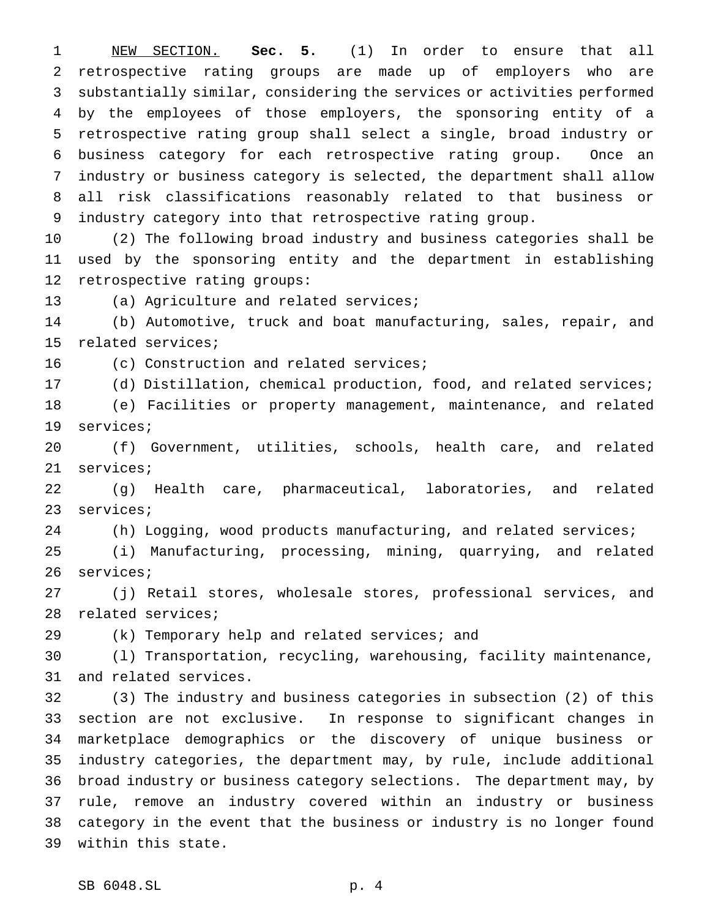NEW SECTION. **Sec. 5.** (1) In order to ensure that all retrospective rating groups are made up of employers who are substantially similar, considering the services or activities performed by the employees of those employers, the sponsoring entity of a retrospective rating group shall select a single, broad industry or business category for each retrospective rating group. Once an industry or business category is selected, the department shall allow all risk classifications reasonably related to that business or industry category into that retrospective rating group.

(2) The following broad industry and business categories shall be used by the sponsoring entity and the department in establishing retrospective rating groups:

(a) Agriculture and related services;

(b) Automotive, truck and boat manufacturing, sales, repair, and related services;

(c) Construction and related services;

(d) Distillation, chemical production, food, and related services;

(e) Facilities or property management, maintenance, and related services;

(f) Government, utilities, schools, health care, and related services;

(g) Health care, pharmaceutical, laboratories, and related services;

(h) Logging, wood products manufacturing, and related services;

(i) Manufacturing, processing, mining, quarrying, and related services;

(j) Retail stores, wholesale stores, professional services, and related services;

(k) Temporary help and related services; and

(l) Transportation, recycling, warehousing, facility maintenance, and related services.

(3) The industry and business categories in subsection (2) of this section are not exclusive. In response to significant changes in marketplace demographics or the discovery of unique business or industry categories, the department may, by rule, include additional broad industry or business category selections. The department may, by rule, remove an industry covered within an industry or business category in the event that the business or industry is no longer found within this state.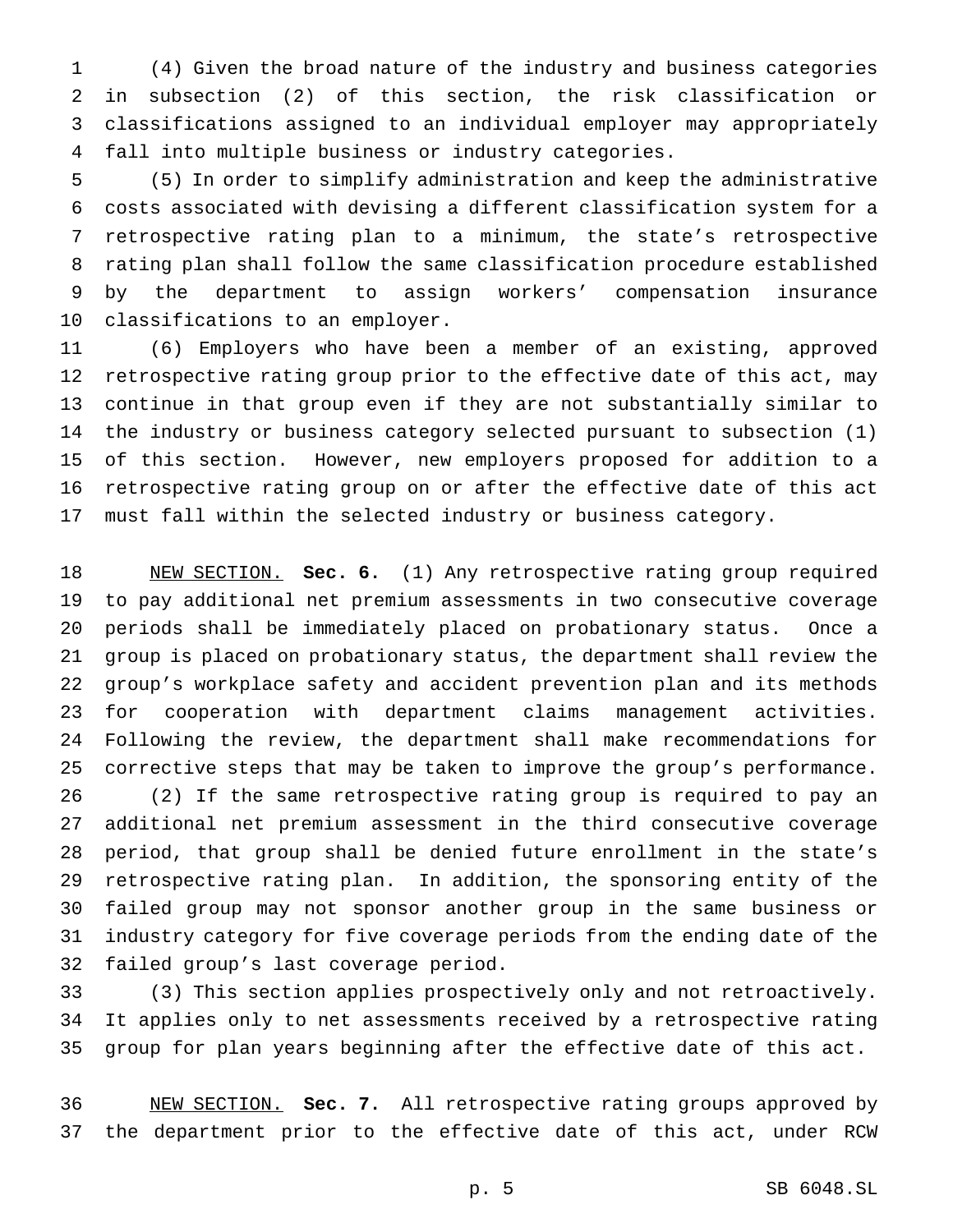(4) Given the broad nature of the industry and business categories in subsection (2) of this section, the risk classification or classifications assigned to an individual employer may appropriately fall into multiple business or industry categories.

(5) In order to simplify administration and keep the administrative costs associated with devising a different classification system for a retrospective rating plan to a minimum, the state's retrospective rating plan shall follow the same classification procedure established by the department to assign workers' compensation insurance classifications to an employer.

(6) Employers who have been a member of an existing, approved retrospective rating group prior to the effective date of this act, may continue in that group even if they are not substantially similar to the industry or business category selected pursuant to subsection (1) of this section. However, new employers proposed for addition to a retrospective rating group on or after the effective date of this act must fall within the selected industry or business category.

NEW SECTION. **Sec. 6.** (1) Any retrospective rating group required to pay additional net premium assessments in two consecutive coverage periods shall be immediately placed on probationary status. Once a group is placed on probationary status, the department shall review the group's workplace safety and accident prevention plan and its methods for cooperation with department claims management activities. Following the review, the department shall make recommendations for corrective steps that may be taken to improve the group's performance.

(2) If the same retrospective rating group is required to pay an additional net premium assessment in the third consecutive coverage period, that group shall be denied future enrollment in the state's retrospective rating plan. In addition, the sponsoring entity of the failed group may not sponsor another group in the same business or industry category for five coverage periods from the ending date of the failed group's last coverage period.

(3) This section applies prospectively only and not retroactively. It applies only to net assessments received by a retrospective rating group for plan years beginning after the effective date of this act.

NEW SECTION. **Sec. 7.** All retrospective rating groups approved by the department prior to the effective date of this act, under RCW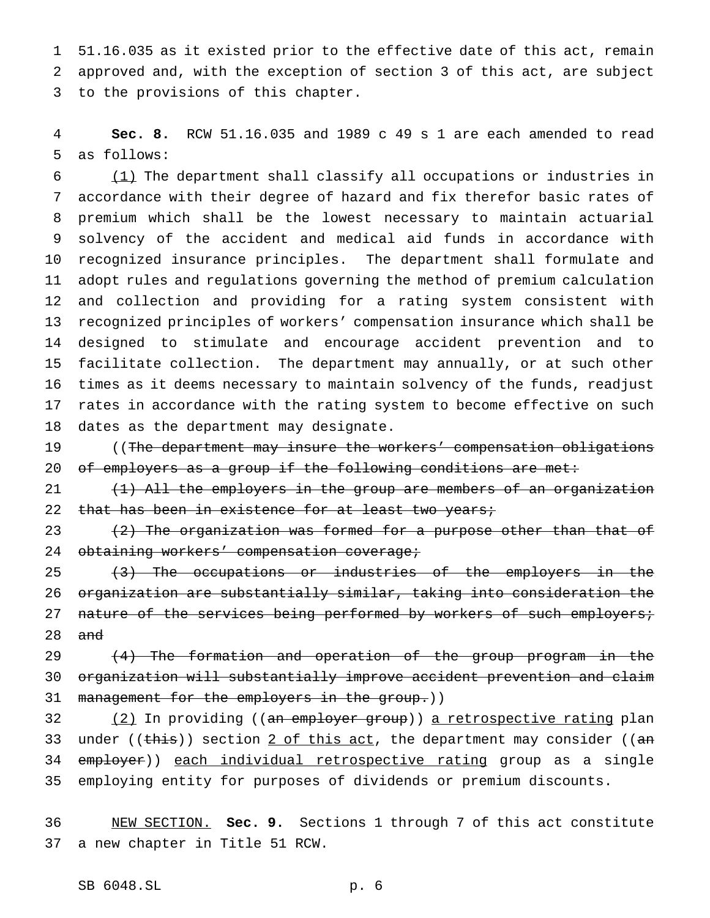51.16.035 as it existed prior to the effective date of this act, remain approved and, with the exception of section 3 of this act, are subject to the provisions of this chapter.

**Sec. 8.** RCW 51.16.035 and 1989 c 49 s 1 are each amended to read as follows:

<u>(1)</u> The department shall classify all occupations or industries in accordance with their degree of hazard and fix therefor basic rates of premium which shall be the lowest necessary to maintain actuarial solvency of the accident and medical aid funds in accordance with recognized insurance principles. The department shall formulate and adopt rules and regulations governing the method of premium calculation and collection and providing for a rating system consistent with recognized principles of workers' compensation insurance which shall be designed to stimulate and encourage accident prevention and to facilitate collection. The department may annually, or at such other times as it deems necessary to maintain solvency of the funds, readjust rates in accordance with the rating system to become effective on such dates as the department may designate.

((~~The department may insure the workers' compensation obligations of employers as a group if the following conditions are met:~~

~~(1) All the employers in the group are members of an organization that has been in existence for at least two years;~~

~~(2) The organization was formed for a purpose other than that of obtaining workers' compensation coverage;~~

~~(3) The occupations or industries of the employers in the organization are substantially similar, taking into consideration the nature of the services being performed by workers of such employers; and~~

~~(4) The formation and operation of the group program in the organization will substantially improve accident prevention and claim management for the employers in the group.~~))

<u>(2)</u> In providing ((~~an employer group~~)) <u>a retrospective rating</u> plan under ((~~this~~)) section <u>2 of this act</u>, the department may consider ((~~an employer~~)) <u>each individual retrospective rating</u> group as a single employing entity for purposes of dividends or premium discounts.

<u>NEW SECTION.</u> **Sec. 9.** Sections 1 through 7 of this act constitute a new chapter in Title 51 RCW.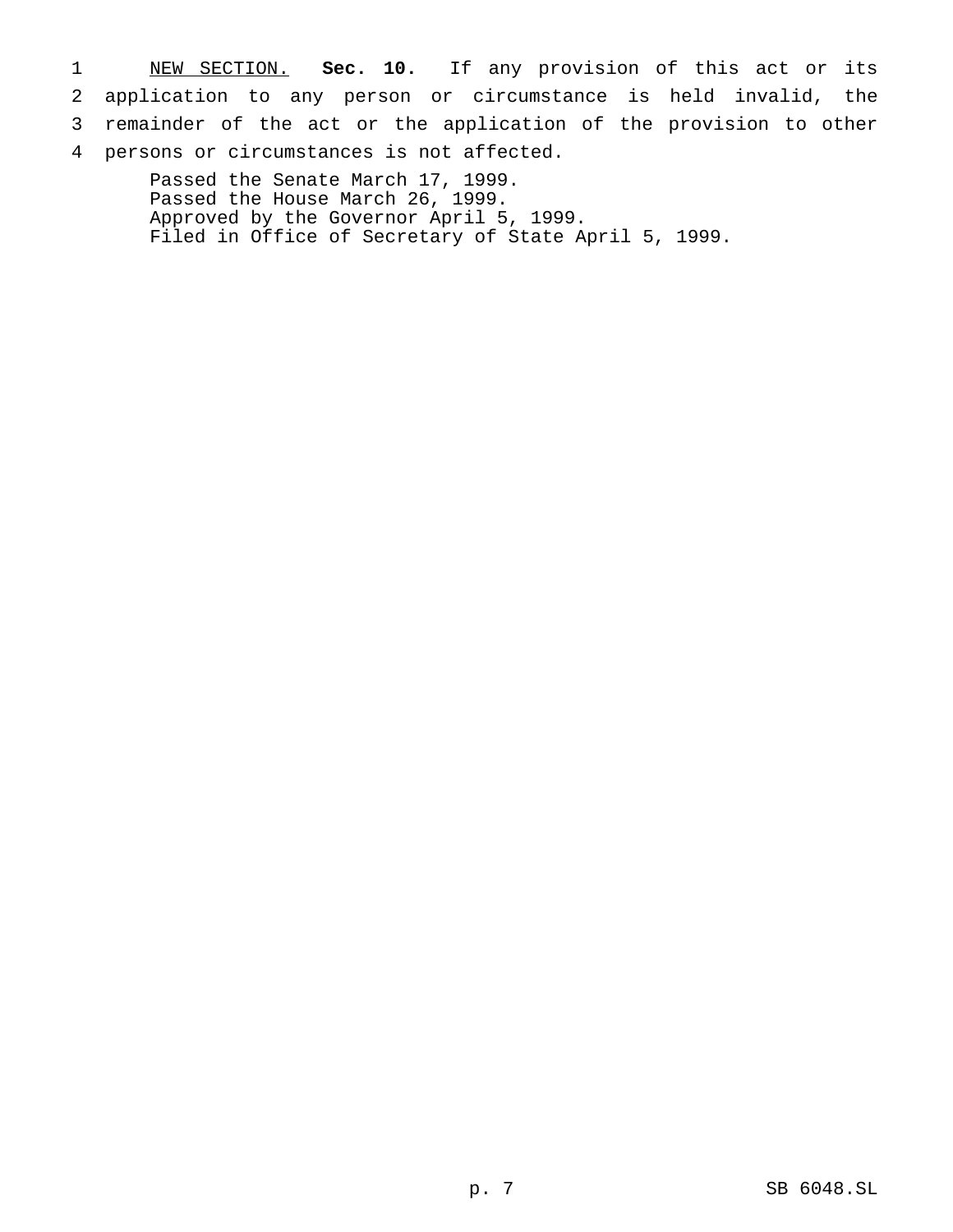<u>NEW SECTION.</u> **Sec. 10.** If any provision of this act or its application to any person or circumstance is held invalid, the remainder of the act or the application of the provision to other persons or circumstances is not affected.

Passed the Senate March 17, 1999.
Passed the House March 26, 1999.
Approved by the Governor April 5, 1999.
Filed in Office of Secretary of State April 5, 1999.